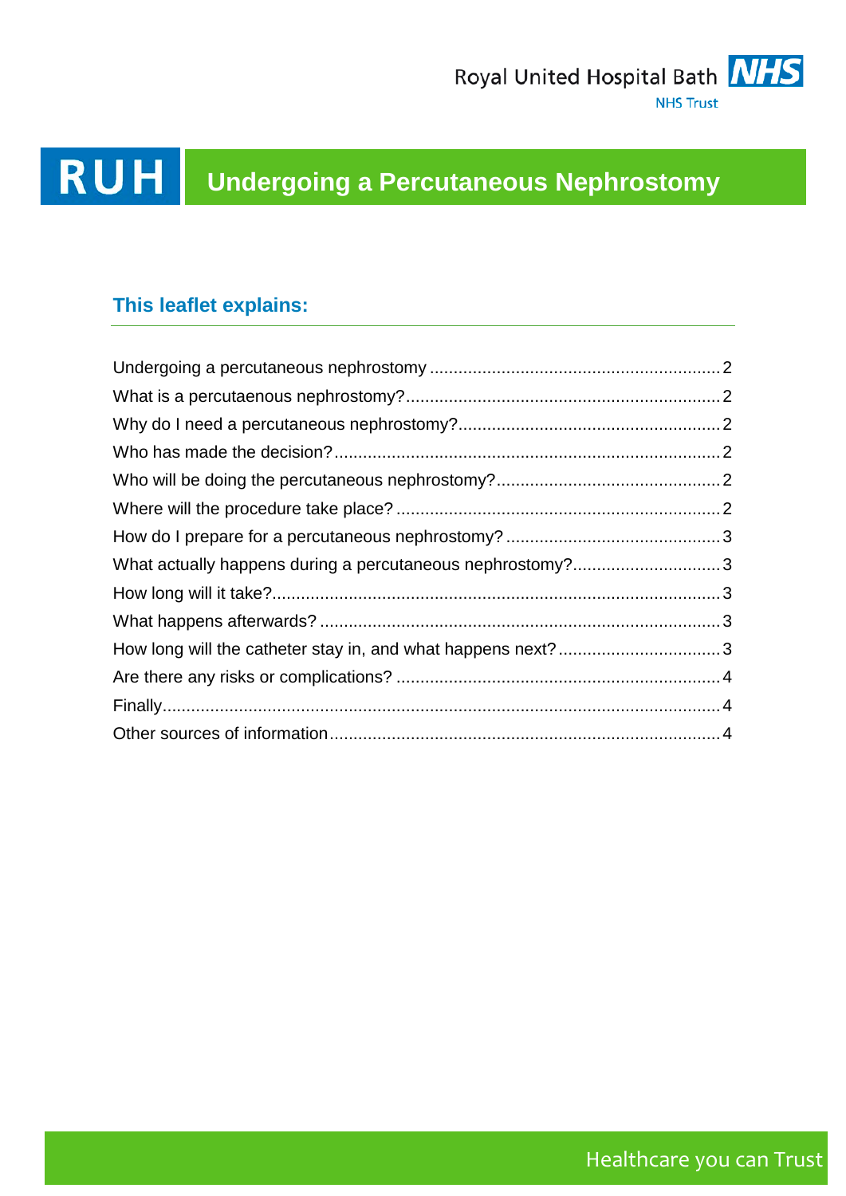Royal United Hospital Bath NHS Trust

# RUH Undergoing a Percutaneous Nephrostomy

## This leaflet explains:

| | |
|---|---|
| Undergoing a percutaneous nephrostomy | 2 |
| What is a percutaenous nephrostomy? | 2 |
| Why do I need a percutaneous nephrostomy? | 2 |
| Who has made the decision? | 2 |
| Who will be doing the percutaneous nephrostomy? | 2 |
| Where will the procedure take place? | 2 |
| How do I prepare for a percutaneous nephrostomy? | 3 |
| What actually happens during a percutaneous nephrostomy? | 3 |
| How long will it take? | 3 |
| What happens afterwards? | 3 |
| How long will the catheter stay in, and what happens next? | 3 |
| Are there any risks or complications? | 4 |
| Finally | 4 |
| Other sources of information | 4 |

Healthcare you can Trust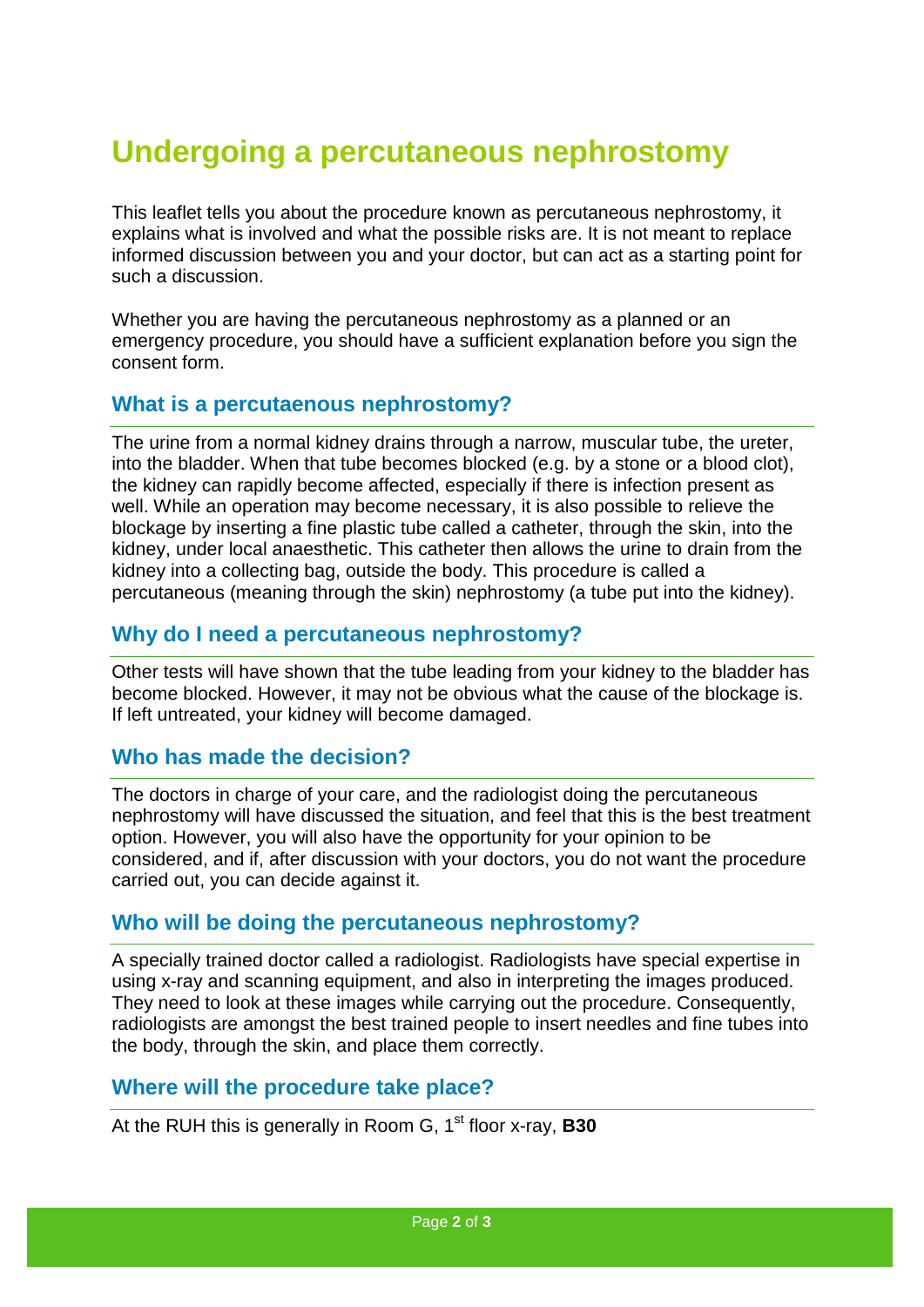# Undergoing a percutaneous nephrostomy

This leaflet tells you about the procedure known as percutaneous nephrostomy, it explains what is involved and what the possible risks are. It is not meant to replace informed discussion between you and your doctor, but can act as a starting point for such a discussion.

Whether you are having the percutaneous nephrostomy as a planned or an emergency procedure, you should have a sufficient explanation before you sign the consent form.

## What is a percutaenous nephrostomy?

The urine from a normal kidney drains through a narrow, muscular tube, the ureter, into the bladder. When that tube becomes blocked (e.g. by a stone or a blood clot), the kidney can rapidly become affected, especially if there is infection present as well. While an operation may become necessary, it is also possible to relieve the blockage by inserting a fine plastic tube called a catheter, through the skin, into the kidney, under local anaesthetic. This catheter then allows the urine to drain from the kidney into a collecting bag, outside the body. This procedure is called a percutaneous (meaning through the skin) nephrostomy (a tube put into the kidney).

## Why do I need a percutaneous nephrostomy?

Other tests will have shown that the tube leading from your kidney to the bladder has become blocked. However, it may not be obvious what the cause of the blockage is. If left untreated, your kidney will become damaged.

## Who has made the decision?

The doctors in charge of your care, and the radiologist doing the percutaneous nephrostomy will have discussed the situation, and feel that this is the best treatment option. However, you will also have the opportunity for your opinion to be considered, and if, after discussion with your doctors, you do not want the procedure carried out, you can decide against it.

## Who will be doing the percutaneous nephrostomy?

A specially trained doctor called a radiologist. Radiologists have special expertise in using x-ray and scanning equipment, and also in interpreting the images produced. They need to look at these images while carrying out the procedure. Consequently, radiologists are amongst the best trained people to insert needles and fine tubes into the body, through the skin, and place them correctly.

## Where will the procedure take place?

At the RUH this is generally in Room G, 1st floor x-ray, **B30**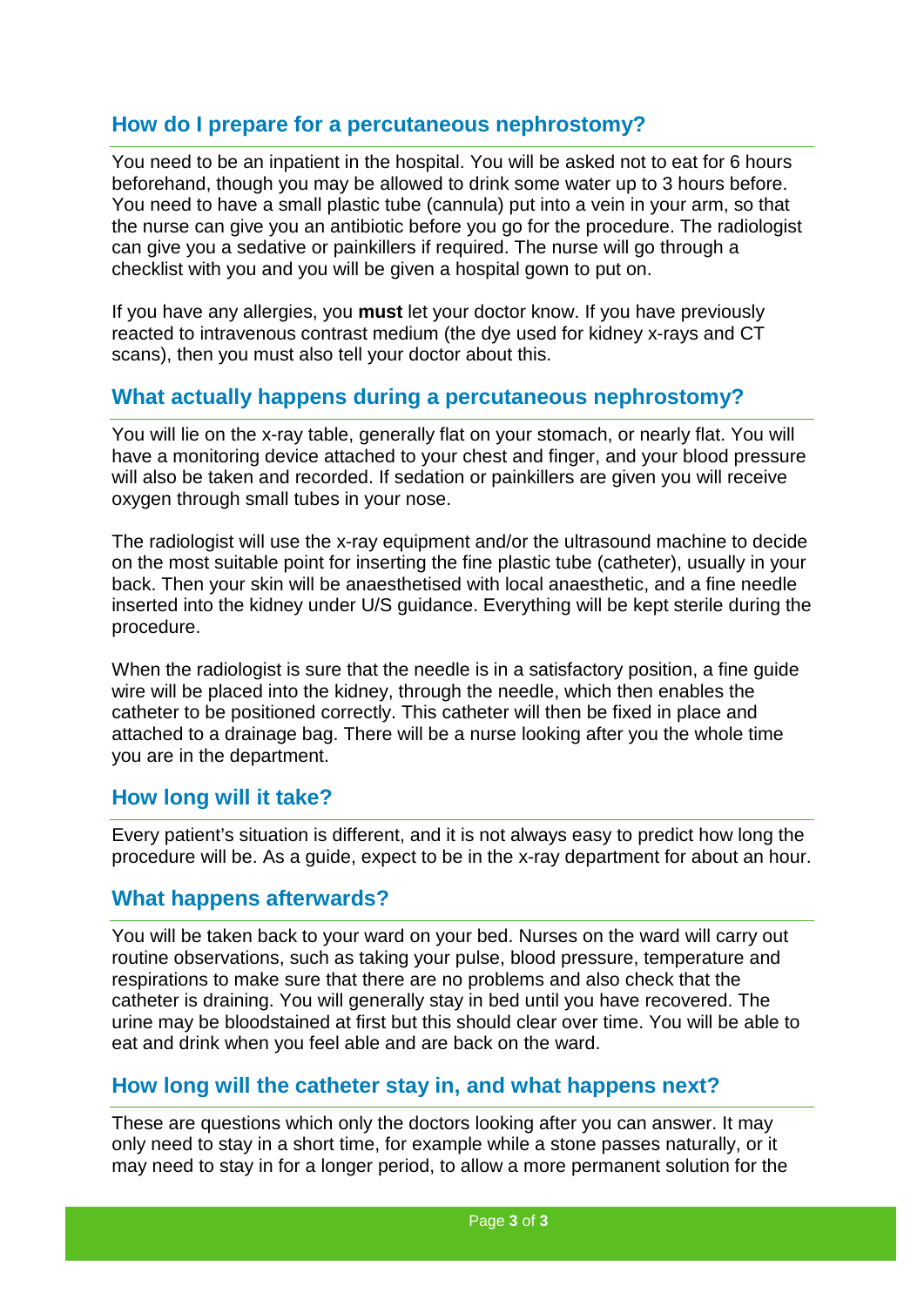## How do I prepare for a percutaneous nephrostomy?

You need to be an inpatient in the hospital. You will be asked not to eat for 6 hours beforehand, though you may be allowed to drink some water up to 3 hours before. You need to have a small plastic tube (cannula) put into a vein in your arm, so that the nurse can give you an antibiotic before you go for the procedure. The radiologist can give you a sedative or painkillers if required. The nurse will go through a checklist with you and you will be given a hospital gown to put on.

If you have any allergies, you **must** let your doctor know. If you have previously reacted to intravenous contrast medium (the dye used for kidney x-rays and CT scans), then you must also tell your doctor about this.

## What actually happens during a percutaneous nephrostomy?

You will lie on the x-ray table, generally flat on your stomach, or nearly flat. You will have a monitoring device attached to your chest and finger, and your blood pressure will also be taken and recorded. If sedation or painkillers are given you will receive oxygen through small tubes in your nose.

The radiologist will use the x-ray equipment and/or the ultrasound machine to decide on the most suitable point for inserting the fine plastic tube (catheter), usually in your back. Then your skin will be anaesthetised with local anaesthetic, and a fine needle inserted into the kidney under U/S guidance. Everything will be kept sterile during the procedure.

When the radiologist is sure that the needle is in a satisfactory position, a fine guide wire will be placed into the kidney, through the needle, which then enables the catheter to be positioned correctly. This catheter will then be fixed in place and attached to a drainage bag. There will be a nurse looking after you the whole time you are in the department.

## How long will it take?

Every patient's situation is different, and it is not always easy to predict how long the procedure will be. As a guide, expect to be in the x-ray department for about an hour.

## What happens afterwards?

You will be taken back to your ward on your bed. Nurses on the ward will carry out routine observations, such as taking your pulse, blood pressure, temperature and respirations to make sure that there are no problems and also check that the catheter is draining. You will generally stay in bed until you have recovered. The urine may be bloodstained at first but this should clear over time. You will be able to eat and drink when you feel able and are back on the ward.

## How long will the catheter stay in, and what happens next?

These are questions which only the doctors looking after you can answer. It may only need to stay in a short time, for example while a stone passes naturally, or it may need to stay in for a longer period, to allow a more permanent solution for the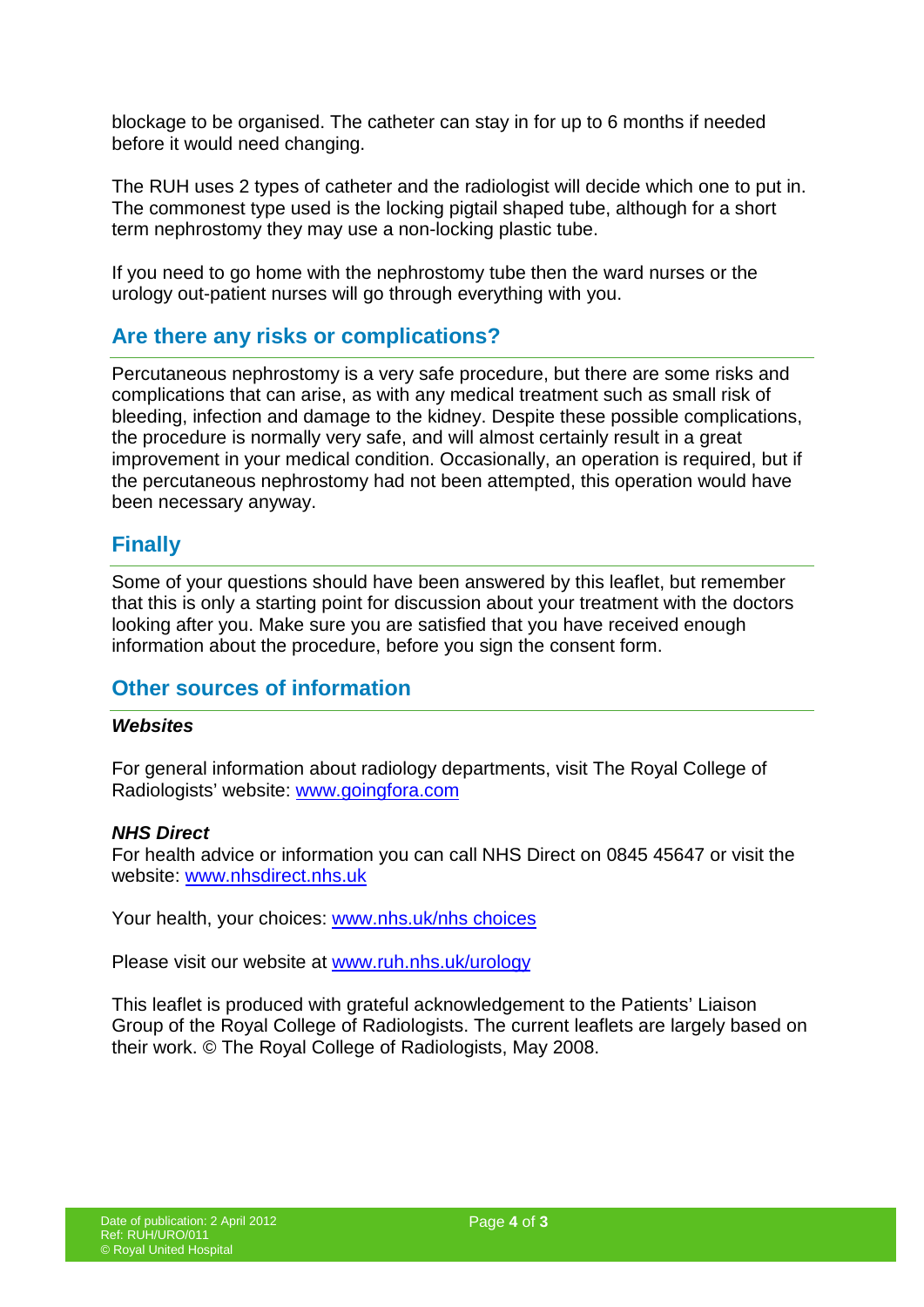blockage to be organised. The catheter can stay in for up to 6 months if needed before it would need changing.

The RUH uses 2 types of catheter and the radiologist will decide which one to put in. The commonest type used is the locking pigtail shaped tube, although for a short term nephrostomy they may use a non-locking plastic tube.

If you need to go home with the nephrostomy tube then the ward nurses or the urology out-patient nurses will go through everything with you.

## Are there any risks or complications?

Percutaneous nephrostomy is a very safe procedure, but there are some risks and complications that can arise, as with any medical treatment such as small risk of bleeding, infection and damage to the kidney. Despite these possible complications, the procedure is normally very safe, and will almost certainly result in a great improvement in your medical condition. Occasionally, an operation is required, but if the percutaneous nephrostomy had not been attempted, this operation would have been necessary anyway.

## Finally

Some of your questions should have been answered by this leaflet, but remember that this is only a starting point for discussion about your treatment with the doctors looking after you. Make sure you are satisfied that you have received enough information about the procedure, before you sign the consent form.

## Other sources of information

***Websites***

For general information about radiology departments, visit The Royal College of Radiologists' website: www.goingfora.com

***NHS Direct***
For health advice or information you can call NHS Direct on 0845 45647 or visit the website: www.nhsdirect.nhs.uk

Your health, your choices: www.nhs.uk/nhs choices

Please visit our website at www.ruh.nhs.uk/urology

This leaflet is produced with grateful acknowledgement to the Patients' Liaison Group of the Royal College of Radiologists. The current leaflets are largely based on their work. © The Royal College of Radiologists, May 2008.

Date of publication: 2 April 2012
Ref: RUH/URO/011
© Royal United Hospital